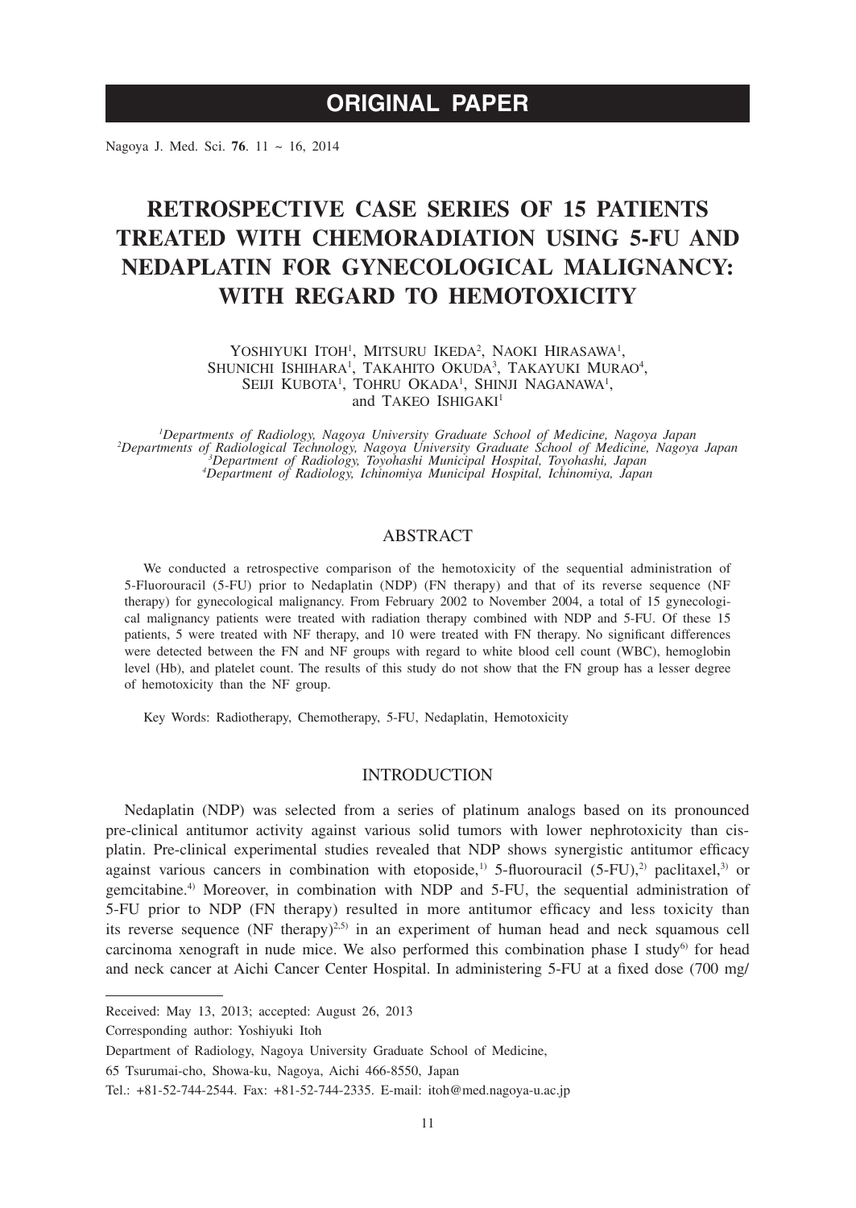ORIGINAL PAPER

# RETROSPECTIVE CASE SERIES OF 15 PATIENTS TREATED WITH CHEMORADIATION USING 5-FU AND NEDAPLATIN FOR GYNECOLOGICAL MALIGNANCY: WITH REGARD TO HEMOTOXICITY

YOSHIYUKI ITOH[1], MITSURU IKEDA[2], NAOKI HIRASAWA[1], SHUNICHI ISHIHARA[1], TAKAHITO OKUDA[3], TAKAYUKI MURAO[4], SEIJI KUBOTA[1], TOHRU OKADA[1], SHINJI NAGANAWA[1], and TAKEO ISHIGAKI[1]

*[1]Departments of Radiology, Nagoya University Graduate School of Medicine, Nagoya Japan*
*[2]Departments of Radiological Technology, Nagoya University Graduate School of Medicine, Nagoya Japan*
*[3]Department of Radiology, Toyohashi Municipal Hospital, Toyohashi, Japan*
*[4]Department of Radiology, Ichinomiya Municipal Hospital, Ichinomiya, Japan*

## ABSTRACT

We conducted a retrospective comparison of the hemotoxicity of the sequential administration of 5-Fluorouracil (5-FU) prior to Nedaplatin (NDP) (FN therapy) and that of its reverse sequence (NF therapy) for gynecological malignancy. From February 2002 to November 2004, a total of 15 gynecological malignancy patients were treated with radiation therapy combined with NDP and 5-FU. Of these 15 patients, 5 were treated with NF therapy, and 10 were treated with FN therapy. No significant differences were detected between the FN and NF groups with regard to white blood cell count (WBC), hemoglobin level (Hb), and platelet count. The results of this study do not show that the FN group has a lesser degree of hemotoxicity than the NF group.

Key Words: Radiotherapy, Chemotherapy, 5-FU, Nedaplatin, Hemotoxicity

## INTRODUCTION

Nedaplatin (NDP) was selected from a series of platinum analogs based on its pronounced pre-clinical antitumor activity against various solid tumors with lower nephrotoxicity than cisplatin. Pre-clinical experimental studies revealed that NDP shows synergistic antitumor efficacy against various cancers in combination with etoposide,[1] 5-fluorouracil (5-FU),[2] paclitaxel,[3] or gemcitabine.[4] Moreover, in combination with NDP and 5-FU, the sequential administration of 5-FU prior to NDP (FN therapy) resulted in more antitumor efficacy and less toxicity than its reverse sequence (NF therapy)[2,5] in an experiment of human head and neck squamous cell carcinoma xenograft in nude mice. We also performed this combination phase I study[6] for head and neck cancer at Aichi Cancer Center Hospital. In administering 5-FU at a fixed dose (700 mg/

---

Received: May 13, 2013; accepted: August 26, 2013

Corresponding author: Yoshiyuki Itoh

Department of Radiology, Nagoya University Graduate School of Medicine,

65 Tsurumai-cho, Showa-ku, Nagoya, Aichi 466-8550, Japan

Tel.: +81-52-744-2544. Fax: +81-52-744-2335. E-mail: itoh@med.nagoya-u.ac.jp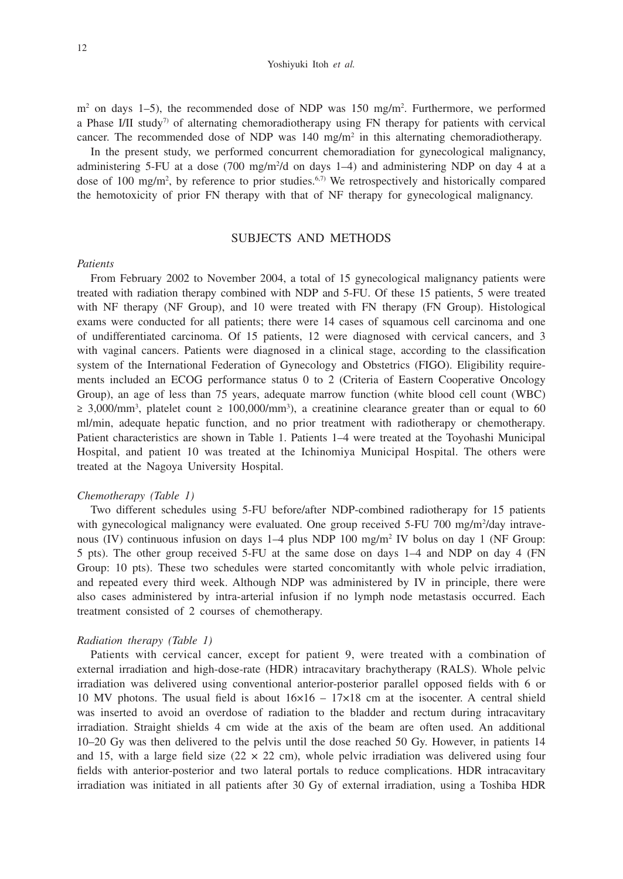$m^2$ on days 1–5), the recommended dose of NDP was 150 mg/$m^2$. Furthermore, we performed a Phase I/II study[7] of alternating chemoradiotherapy using FN therapy for patients with cervical cancer. The recommended dose of NDP was 140 mg/$m^2$ in this alternating chemoradiotherapy.

In the present study, we performed concurrent chemoradiation for gynecological malignancy, administering 5-FU at a dose (700 mg/$m^2$/d on days 1–4) and administering NDP on day 4 at a dose of 100 mg/$m^2$, by reference to prior studies.[6,7] We retrospectively and historically compared the hemotoxicity of prior FN therapy with that of NF therapy for gynecological malignancy.

## SUBJECTS AND METHODS

### *Patients*

From February 2002 to November 2004, a total of 15 gynecological malignancy patients were treated with radiation therapy combined with NDP and 5-FU. Of these 15 patients, 5 were treated with NF therapy (NF Group), and 10 were treated with FN therapy (FN Group). Histological exams were conducted for all patients; there were 14 cases of squamous cell carcinoma and one of undifferentiated carcinoma. Of 15 patients, 12 were diagnosed with cervical cancers, and 3 with vaginal cancers. Patients were diagnosed in a clinical stage, according to the classification system of the International Federation of Gynecology and Obstetrics (FIGO). Eligibility requirements included an ECOG performance status 0 to 2 (Criteria of Eastern Cooperative Oncology Group), an age of less than 75 years, adequate marrow function (white blood cell count (WBC) $\geq$ 3,000/$mm^3$, platelet count $\geq$ 100,000/$mm^3$), a creatinine clearance greater than or equal to 60 ml/min, adequate hepatic function, and no prior treatment with radiotherapy or chemotherapy. Patient characteristics are shown in Table 1. Patients 1–4 were treated at the Toyohashi Municipal Hospital, and patient 10 was treated at the Ichinomiya Municipal Hospital. The others were treated at the Nagoya University Hospital.

### *Chemotherapy (Table 1)*

Two different schedules using 5-FU before/after NDP-combined radiotherapy for 15 patients with gynecological malignancy were evaluated. One group received 5-FU 700 mg/$m^2$/day intravenous (IV) continuous infusion on days 1–4 plus NDP 100 mg/$m^2$ IV bolus on day 1 (NF Group: 5 pts). The other group received 5-FU at the same dose on days 1–4 and NDP on day 4 (FN Group: 10 pts). These two schedules were started concomitantly with whole pelvic irradiation, and repeated every third week. Although NDP was administered by IV in principle, there were also cases administered by intra-arterial infusion if no lymph node metastasis occurred. Each treatment consisted of 2 courses of chemotherapy.

### *Radiation therapy (Table 1)*

Patients with cervical cancer, except for patient 9, were treated with a combination of external irradiation and high-dose-rate (HDR) intracavitary brachytherapy (RALS). Whole pelvic irradiation was delivered using conventional anterior-posterior parallel opposed fields with 6 or 10 MV photons. The usual field is about 16×16 – 17×18 cm at the isocenter. A central shield was inserted to avoid an overdose of radiation to the bladder and rectum during intracavitary irradiation. Straight shields 4 cm wide at the axis of the beam are often used. An additional 10–20 Gy was then delivered to the pelvis until the dose reached 50 Gy. However, in patients 14 and 15, with a large field size (22 × 22 cm), whole pelvic irradiation was delivered using four fields with anterior-posterior and two lateral portals to reduce complications. HDR intracavitary irradiation was initiated in all patients after 30 Gy of external irradiation, using a Toshiba HDR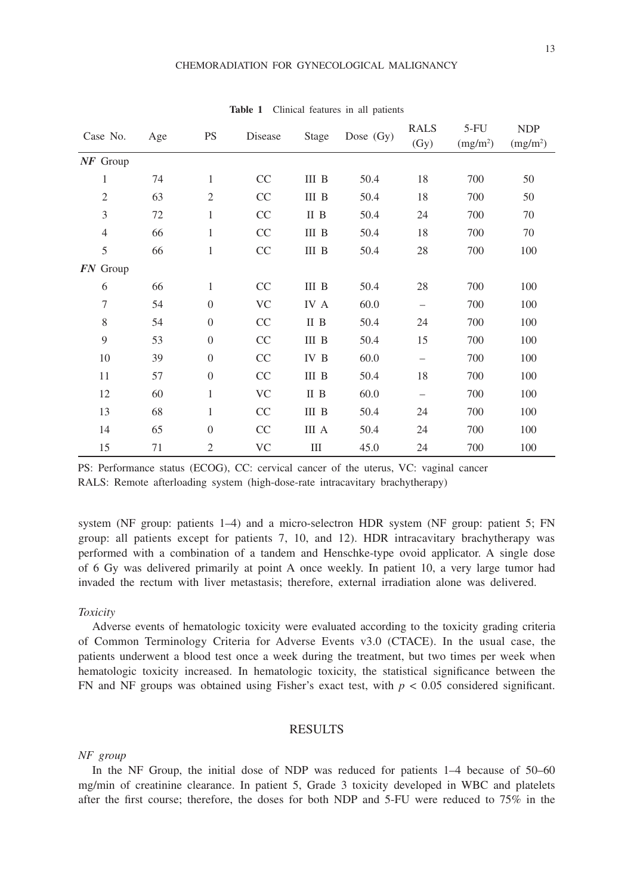**Table 1** Clinical features in all patients

| Case No. | Age | PS | Disease | Stage | Dose (Gy) | RALS (Gy) | 5-FU (mg/m$^2$) | NDP (mg/m$^2$) |
|---|---|---|---|---|---|---|---|---|
| ***NF* Group** | | | | | | | | |
| 1 | 74 | 1 | CC | III B | 50.4 | 18 | 700 | 50 |
| 2 | 63 | 2 | CC | III B | 50.4 | 18 | 700 | 50 |
| 3 | 72 | 1 | CC | II B | 50.4 | 24 | 700 | 70 |
| 4 | 66 | 1 | CC | III B | 50.4 | 18 | 700 | 70 |
| 5 | 66 | 1 | CC | III B | 50.4 | 28 | 700 | 100 |
| ***FN* Group** | | | | | | | | |
| 6 | 66 | 1 | CC | III B | 50.4 | 28 | 700 | 100 |
| 7 | 54 | 0 | VC | IV A | 60.0 | – | 700 | 100 |
| 8 | 54 | 0 | CC | II B | 50.4 | 24 | 700 | 100 |
| 9 | 53 | 0 | CC | III B | 50.4 | 15 | 700 | 100 |
| 10 | 39 | 0 | CC | IV B | 60.0 | – | 700 | 100 |
| 11 | 57 | 0 | CC | III B | 50.4 | 18 | 700 | 100 |
| 12 | 60 | 1 | VC | II B | 60.0 | – | 700 | 100 |
| 13 | 68 | 1 | CC | III B | 50.4 | 24 | 700 | 100 |
| 14 | 65 | 0 | CC | III A | 50.4 | 24 | 700 | 100 |
| 15 | 71 | 2 | VC | III | 45.0 | 24 | 700 | 100 |

PS: Performance status (ECOG), CC: cervical cancer of the uterus, VC: vaginal cancer
RALS: Remote afterloading system (high-dose-rate intracavitary brachytherapy)

system (NF group: patients 1–4) and a micro-selectron HDR system (NF group: patient 5; FN group: all patients except for patients 7, 10, and 12). HDR intracavitary brachytherapy was performed with a combination of a tandem and Henschke-type ovoid applicator. A single dose of 6 Gy was delivered primarily at point A once weekly. In patient 10, a very large tumor had invaded the rectum with liver metastasis; therefore, external irradiation alone was delivered.

*Toxicity*

Adverse events of hematologic toxicity were evaluated according to the toxicity grading criteria of Common Terminology Criteria for Adverse Events v3.0 (CTACE). In the usual case, the patients underwent a blood test once a week during the treatment, but two times per week when hematologic toxicity increased. In hematologic toxicity, the statistical significance between the FN and NF groups was obtained using Fisher's exact test, with $p < 0.05$ considered significant.

## RESULTS

*NF group*

In the NF Group, the initial dose of NDP was reduced for patients 1–4 because of 50–60 mg/min of creatinine clearance. In patient 5, Grade 3 toxicity developed in WBC and platelets after the first course; therefore, the doses for both NDP and 5-FU were reduced to 75% in the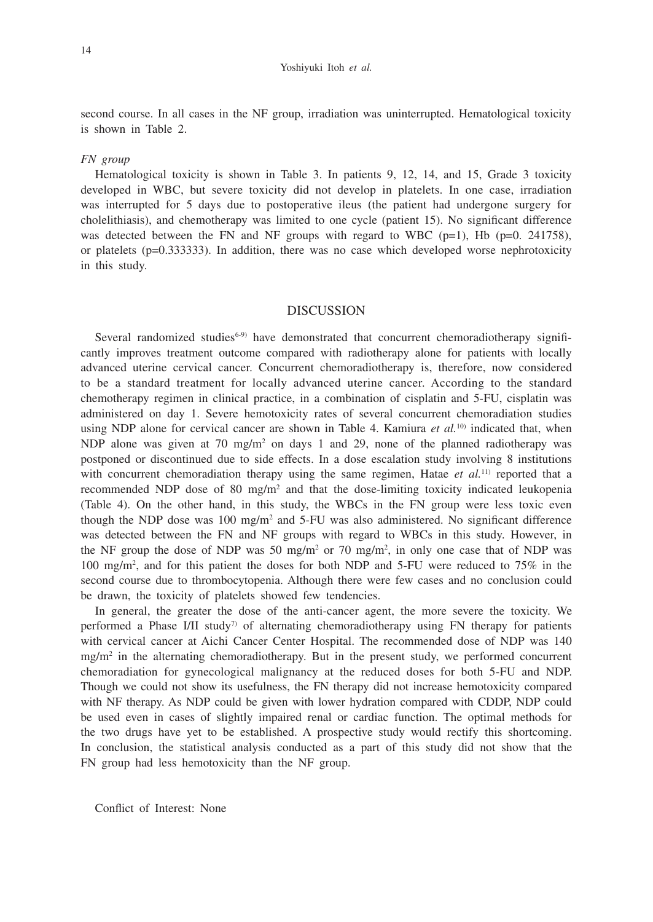second course. In all cases in the NF group, irradiation was uninterrupted. Hematological toxicity is shown in Table 2.

*FN group*

Hematological toxicity is shown in Table 3. In patients 9, 12, 14, and 15, Grade 3 toxicity developed in WBC, but severe toxicity did not develop in platelets. In one case, irradiation was interrupted for 5 days due to postoperative ileus (the patient had undergone surgery for cholelithiasis), and chemotherapy was limited to one cycle (patient 15). No significant difference was detected between the FN and NF groups with regard to WBC (p=1), Hb (p=0. 241758), or platelets (p=0.333333). In addition, there was no case which developed worse nephrotoxicity in this study.

## DISCUSSION

Several randomized studies[6-9] have demonstrated that concurrent chemoradiotherapy significantly improves treatment outcome compared with radiotherapy alone for patients with locally advanced uterine cervical cancer. Concurrent chemoradiotherapy is, therefore, now considered to be a standard treatment for locally advanced uterine cancer. According to the standard chemotherapy regimen in clinical practice, in a combination of cisplatin and 5-FU, cisplatin was administered on day 1. Severe hemotoxicity rates of several concurrent chemoradiation studies using NDP alone for cervical cancer are shown in Table 4. Kamiura *et al.*[10] indicated that, when NDP alone was given at 70 mg/m$^2$ on days 1 and 29, none of the planned radiotherapy was postponed or discontinued due to side effects. In a dose escalation study involving 8 institutions with concurrent chemoradiation therapy using the same regimen, Hatae *et al.*[11] reported that a recommended NDP dose of 80 mg/m$^2$ and that the dose-limiting toxicity indicated leukopenia (Table 4). On the other hand, in this study, the WBCs in the FN group were less toxic even though the NDP dose was 100 mg/m$^2$ and 5-FU was also administered. No significant difference was detected between the FN and NF groups with regard to WBCs in this study. However, in the NF group the dose of NDP was 50 mg/m$^2$ or 70 mg/m$^2$, in only one case that of NDP was 100 mg/m$^2$, and for this patient the doses for both NDP and 5-FU were reduced to 75% in the second course due to thrombocytopenia. Although there were few cases and no conclusion could be drawn, the toxicity of platelets showed few tendencies.

In general, the greater the dose of the anti-cancer agent, the more severe the toxicity. We performed a Phase I/II study[7] of alternating chemoradiotherapy using FN therapy for patients with cervical cancer at Aichi Cancer Center Hospital. The recommended dose of NDP was 140 mg/m$^2$ in the alternating chemoradiotherapy. But in the present study, we performed concurrent chemoradiation for gynecological malignancy at the reduced doses for both 5-FU and NDP. Though we could not show its usefulness, the FN therapy did not increase hemotoxicity compared with NF therapy. As NDP could be given with lower hydration compared with CDDP, NDP could be used even in cases of slightly impaired renal or cardiac function. The optimal methods for the two drugs have yet to be established. A prospective study would rectify this shortcoming. In conclusion, the statistical analysis conducted as a part of this study did not show that the FN group had less hemotoxicity than the NF group.

Conflict of Interest: None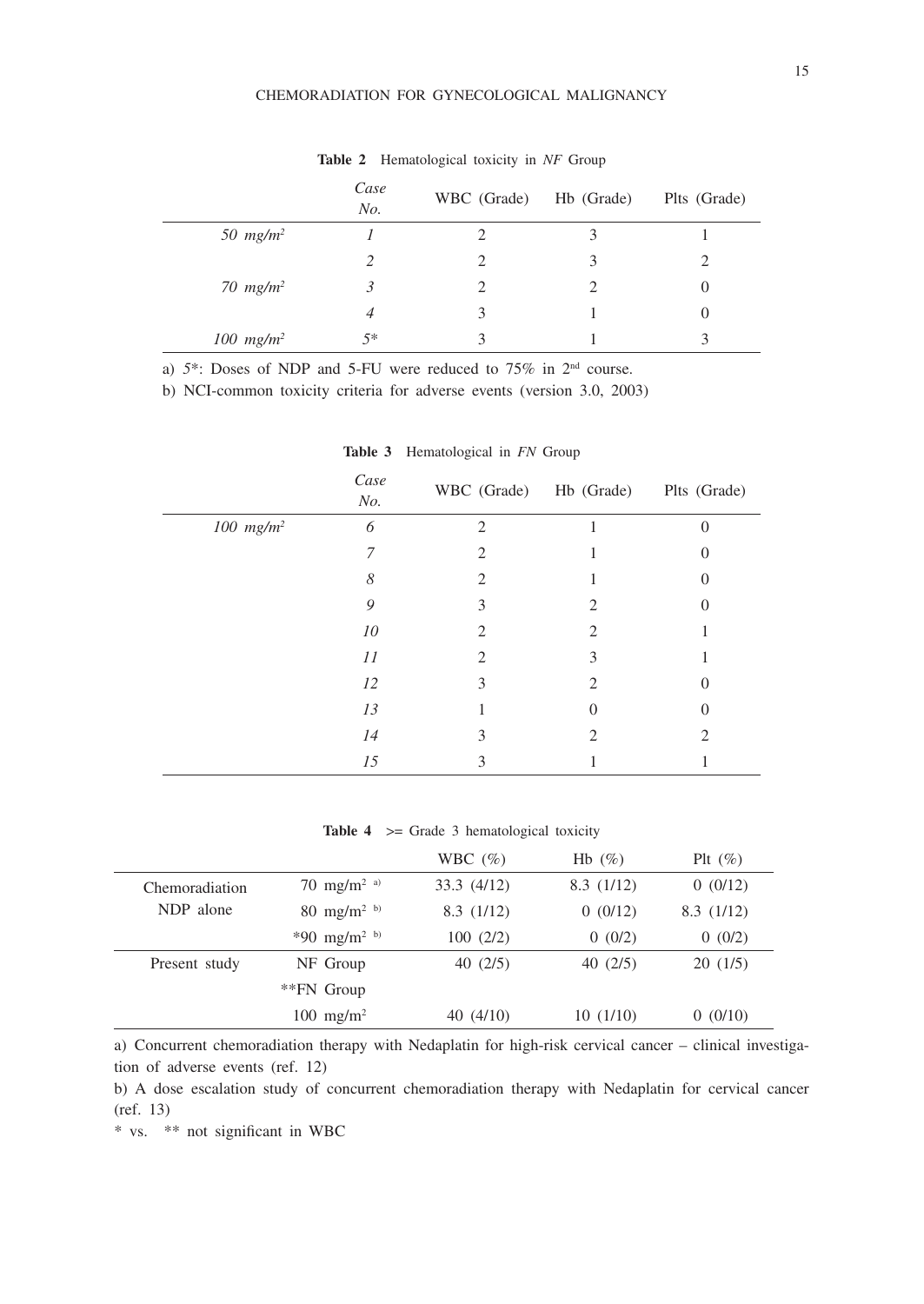**Table 2** Hematological toxicity in *NF* Group

| | *Case No.* | WBC (Grade) | Hb (Grade) | Plts (Grade) |
|---|---|---|---|---|
| *50 mg/m²* | *1* | 2 | 3 | 1 |
| | *2* | 2 | 3 | 2 |
| *70 mg/m²* | *3* | 2 | 2 | 0 |
| | *4* | 3 | 1 | 0 |
| *100 mg/m²* | *5** | 3 | 1 | 3 |

a) *5**: Doses of NDP and 5-FU were reduced to 75% in 2nd course.

b) NCI-common toxicity criteria for adverse events (version 3.0, 2003)

**Table 3** Hematological in *FN* Group

| | *Case No.* | WBC (Grade) | Hb (Grade) | Plts (Grade) |
|---|---|---|---|---|
| *100 mg/m²* | *6* | 2 | 1 | 0 |
| | *7* | 2 | 1 | 0 |
| | *8* | 2 | 1 | 0 |
| | *9* | 3 | 2 | 0 |
| | *10* | 2 | 2 | 1 |
| | *11* | 2 | 3 | 1 |
| | *12* | 3 | 2 | 0 |
| | *13* | 1 | 0 | 0 |
| | *14* | 3 | 2 | 2 |
| | *15* | 3 | 1 | 1 |

**Table 4** >= Grade 3 hematological toxicity

| | | WBC (%) | Hb (%) | Plt (%) |
|---|---|---|---|---|
| Chemoradiation NDP alone | 70 mg/m² [a)] | 33.3 (4/12) | 8.3 (1/12) | 0 (0/12) |
| | 80 mg/m² [b)] | 8.3 (1/12) | 0 (0/12) | 8.3 (1/12) |
| | *90 mg/m² [b)] | 100 (2/2) | 0 (0/2) | 0 (0/2) |
| Present study | NF Group | 40 (2/5) | 40 (2/5) | 20 (1/5) |
| | **FN Group 100 mg/m² | 40 (4/10) | 10 (1/10) | 0 (0/10) |

a) Concurrent chemoradiation therapy with Nedaplatin for high-risk cervical cancer – clinical investigation of adverse events (ref. 12)

b) A dose escalation study of concurrent chemoradiation therapy with Nedaplatin for cervical cancer (ref. 13)

\* vs. ** not significant in WBC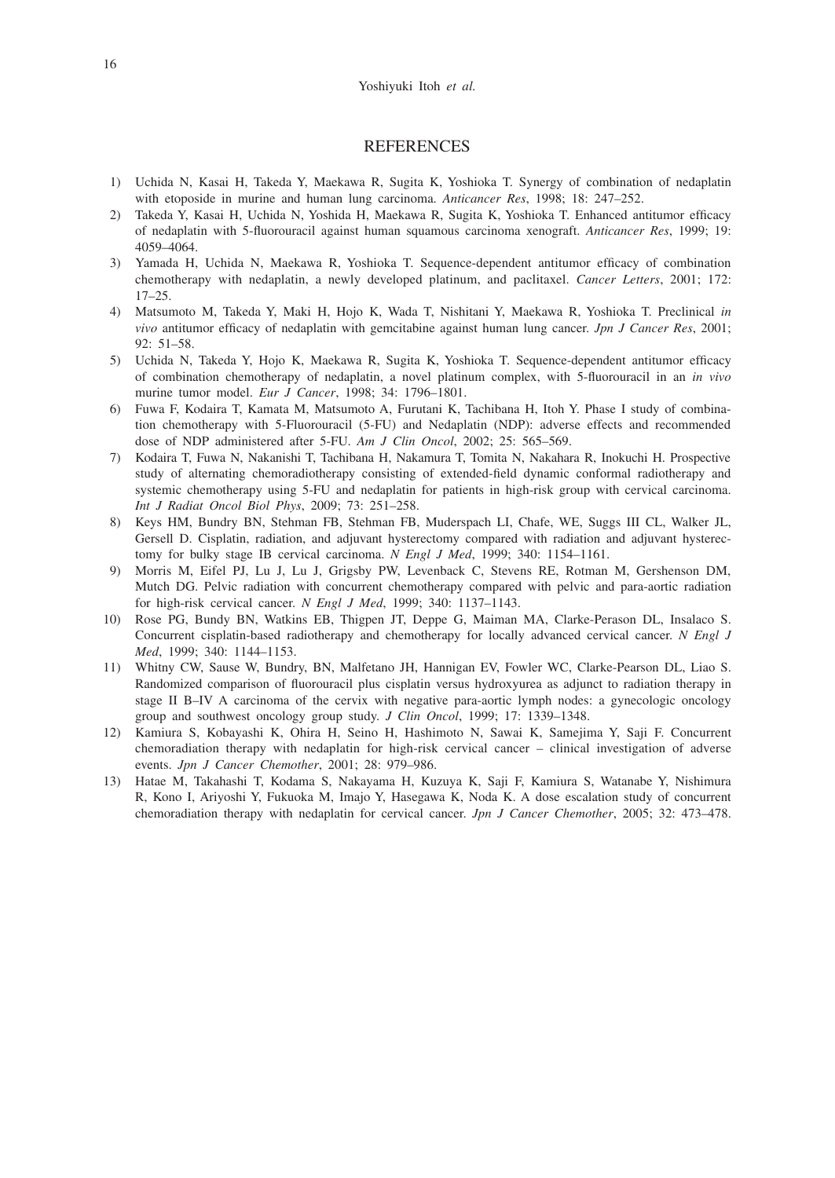## REFERENCES

1) Uchida N, Kasai H, Takeda Y, Maekawa R, Sugita K, Yoshioka T. Synergy of combination of nedaplatin with etoposide in murine and human lung carcinoma. *Anticancer Res*, 1998; 18: 247–252.
2) Takeda Y, Kasai H, Uchida N, Yoshida H, Maekawa R, Sugita K, Yoshioka T. Enhanced antitumor efficacy of nedaplatin with 5-fluorouracil against human squamous carcinoma xenograft. *Anticancer Res*, 1999; 19: 4059–4064.
3) Yamada H, Uchida N, Maekawa R, Yoshioka T. Sequence-dependent antitumor efficacy of combination chemotherapy with nedaplatin, a newly developed platinum, and paclitaxel. *Cancer Letters*, 2001; 172: 17–25.
4) Matsumoto M, Takeda Y, Maki H, Hojo K, Wada T, Nishitani Y, Maekawa R, Yoshioka T. Preclinical *in vivo* antitumor efficacy of nedaplatin with gemcitabine against human lung cancer. *Jpn J Cancer Res*, 2001; 92: 51–58.
5) Uchida N, Takeda Y, Hojo K, Maekawa R, Sugita K, Yoshioka T. Sequence-dependent antitumor efficacy of combination chemotherapy of nedaplatin, a novel platinum complex, with 5-fluorouracil in an *in vivo* murine tumor model. *Eur J Cancer*, 1998; 34: 1796–1801.
6) Fuwa F, Kodaira T, Kamata M, Matsumoto A, Furutani K, Tachibana H, Itoh Y. Phase I study of combination chemotherapy with 5-Fluorouracil (5-FU) and Nedaplatin (NDP): adverse effects and recommended dose of NDP administered after 5-FU. *Am J Clin Oncol*, 2002; 25: 565–569.
7) Kodaira T, Fuwa N, Nakanishi T, Tachibana H, Nakamura T, Tomita N, Nakahara R, Inokuchi H. Prospective study of alternating chemoradiotherapy consisting of extended-field dynamic conformal radiotherapy and systemic chemotherapy using 5-FU and nedaplatin for patients in high-risk group with cervical carcinoma. *Int J Radiat Oncol Biol Phys*, 2009; 73: 251–258.
8) Keys HM, Bundry BN, Stehman FB, Stehman FB, Muderspach LI, Chafe, WE, Suggs III CL, Walker JL, Gersell D. Cisplatin, radiation, and adjuvant hysterectomy compared with radiation and adjuvant hysterectomy for bulky stage IB cervical carcinoma. *N Engl J Med*, 1999; 340: 1154–1161.
9) Morris M, Eifel PJ, Lu J, Lu J, Grigsby PW, Levenback C, Stevens RE, Rotman M, Gershenson DM, Mutch DG. Pelvic radiation with concurrent chemotherapy compared with pelvic and para-aortic radiation for high-risk cervical cancer. *N Engl J Med*, 1999; 340: 1137–1143.
10) Rose PG, Bundy BN, Watkins EB, Thigpen JT, Deppe G, Maiman MA, Clarke-Perason DL, Insalaco S. Concurrent cisplatin-based radiotherapy and chemotherapy for locally advanced cervical cancer. *N Engl J Med*, 1999; 340: 1144–1153.
11) Whitny CW, Sause W, Bundry, BN, Malfetano JH, Hannigan EV, Fowler WC, Clarke-Pearson DL, Liao S. Randomized comparison of fluorouracil plus cisplatin versus hydroxyurea as adjunct to radiation therapy in stage II B–IV A carcinoma of the cervix with negative para-aortic lymph nodes: a gynecologic oncology group and southwest oncology group study. *J Clin Oncol*, 1999; 17: 1339–1348.
12) Kamiura S, Kobayashi K, Ohira H, Seino H, Hashimoto N, Sawai K, Samejima Y, Saji F. Concurrent chemoradiation therapy with nedaplatin for high-risk cervical cancer – clinical investigation of adverse events. *Jpn J Cancer Chemother*, 2001; 28: 979–986.
13) Hatae M, Takahashi T, Kodama S, Nakayama H, Kuzuya K, Saji F, Kamiura S, Watanabe Y, Nishimura R, Kono I, Ariyoshi Y, Fukuoka M, Imajo Y, Hasegawa K, Noda K. A dose escalation study of concurrent chemoradiation therapy with nedaplatin for cervical cancer. *Jpn J Cancer Chemother*, 2005; 32: 473–478.